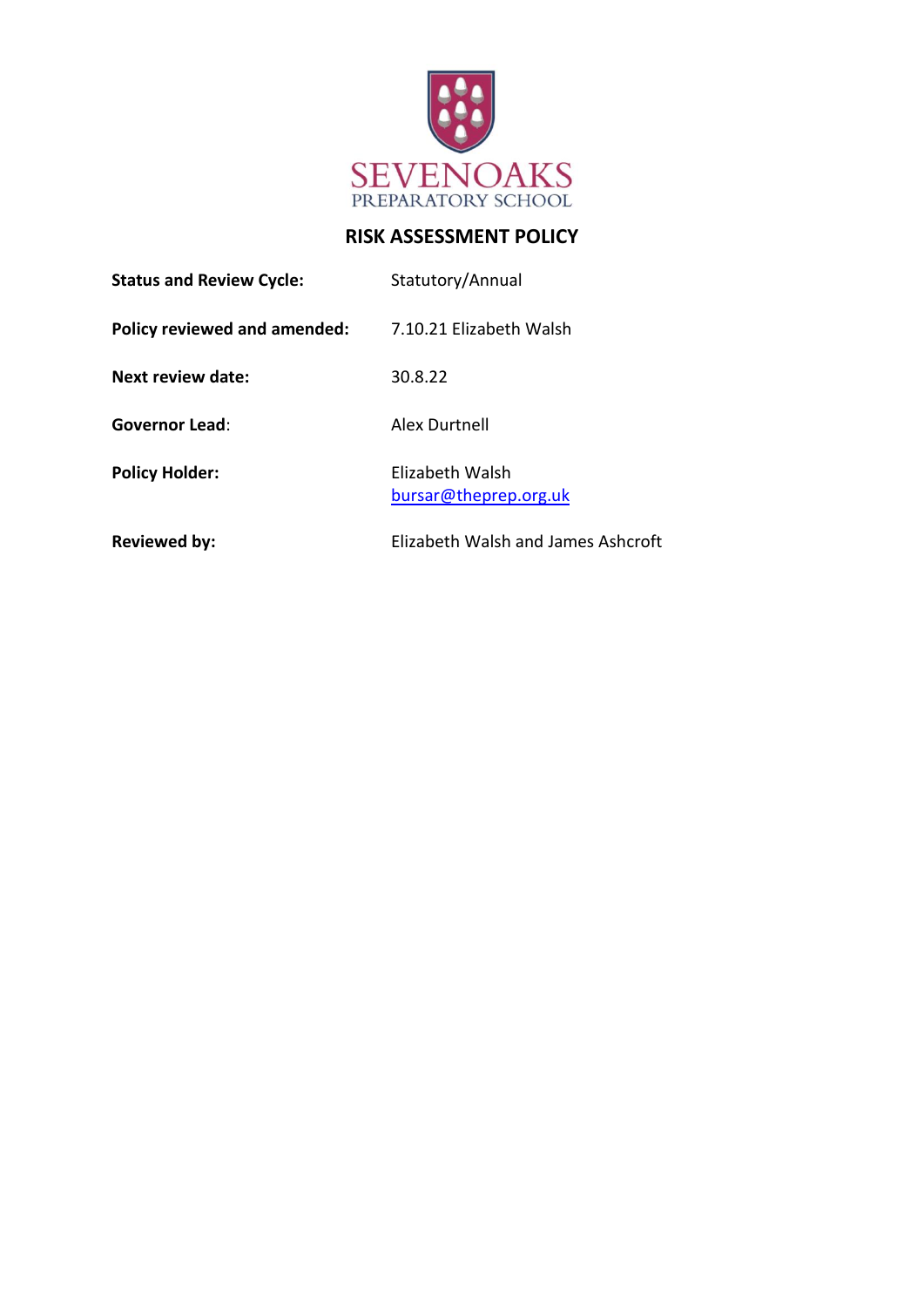SEVENOAKS
PREPARATORY SCHOOL

# RISK ASSESSMENT POLICY

| | |
|---|---|
| **Status and Review Cycle:** | Statutory/Annual |
| **Policy reviewed and amended:** | 7.10.21 Elizabeth Walsh |
| **Next review date:** | 30.8.22 |
| **Governor Lead:** | Alex Durtnell |
| **Policy Holder:** | Elizabeth Walsh bursar@theprep.org.uk |
| **Reviewed by:** | Elizabeth Walsh and James Ashcroft |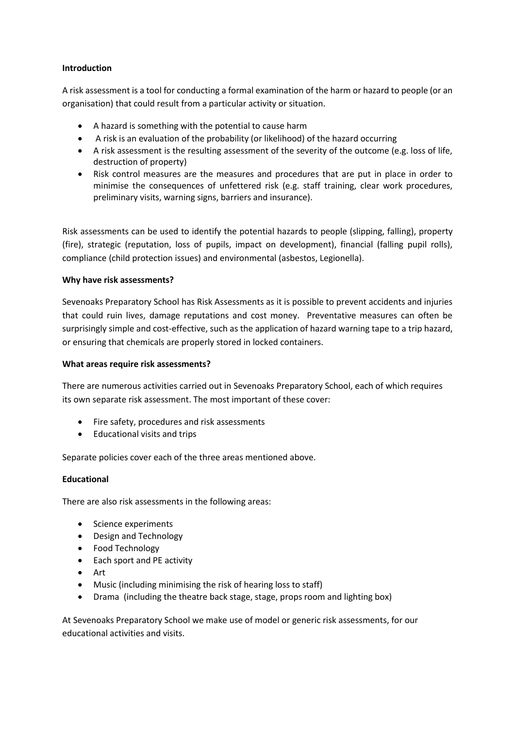**Introduction**

A risk assessment is a tool for conducting a formal examination of the harm or hazard to people (or an organisation) that could result from a particular activity or situation.

- A hazard is something with the potential to cause harm
- A risk is an evaluation of the probability (or likelihood) of the hazard occurring
- A risk assessment is the resulting assessment of the severity of the outcome (e.g. loss of life, destruction of property)
- Risk control measures are the measures and procedures that are put in place in order to minimise the consequences of unfettered risk (e.g. staff training, clear work procedures, preliminary visits, warning signs, barriers and insurance).

Risk assessments can be used to identify the potential hazards to people (slipping, falling), property (fire), strategic (reputation, loss of pupils, impact on development), financial (falling pupil rolls), compliance (child protection issues) and environmental (asbestos, Legionella).

**Why have risk assessments?**

Sevenoaks Preparatory School has Risk Assessments as it is possible to prevent accidents and injuries that could ruin lives, damage reputations and cost money. Preventative measures can often be surprisingly simple and cost-effective, such as the application of hazard warning tape to a trip hazard, or ensuring that chemicals are properly stored in locked containers.

**What areas require risk assessments?**

There are numerous activities carried out in Sevenoaks Preparatory School, each of which requires its own separate risk assessment. The most important of these cover:

- Fire safety, procedures and risk assessments
- Educational visits and trips

Separate policies cover each of the three areas mentioned above.

**Educational**

There are also risk assessments in the following areas:

- Science experiments
- Design and Technology
- Food Technology
- Each sport and PE activity
- Art
- Music (including minimising the risk of hearing loss to staff)
- Drama (including the theatre back stage, stage, props room and lighting box)

At Sevenoaks Preparatory School we make use of model or generic risk assessments, for our educational activities and visits.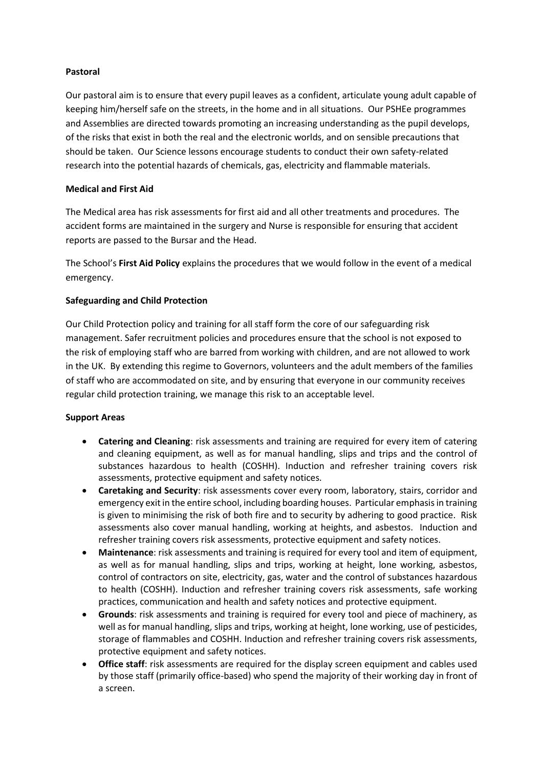**Pastoral**

Our pastoral aim is to ensure that every pupil leaves as a confident, articulate young adult capable of keeping him/herself safe on the streets, in the home and in all situations. Our PSHEe programmes and Assemblies are directed towards promoting an increasing understanding as the pupil develops, of the risks that exist in both the real and the electronic worlds, and on sensible precautions that should be taken. Our Science lessons encourage students to conduct their own safety-related research into the potential hazards of chemicals, gas, electricity and flammable materials.

**Medical and First Aid**

The Medical area has risk assessments for first aid and all other treatments and procedures. The accident forms are maintained in the surgery and Nurse is responsible for ensuring that accident reports are passed to the Bursar and the Head.

The School's **First Aid Policy** explains the procedures that we would follow in the event of a medical emergency.

**Safeguarding and Child Protection**

Our Child Protection policy and training for all staff form the core of our safeguarding risk management. Safer recruitment policies and procedures ensure that the school is not exposed to the risk of employing staff who are barred from working with children, and are not allowed to work in the UK. By extending this regime to Governors, volunteers and the adult members of the families of staff who are accommodated on site, and by ensuring that everyone in our community receives regular child protection training, we manage this risk to an acceptable level.

**Support Areas**

- **Catering and Cleaning**: risk assessments and training are required for every item of catering and cleaning equipment, as well as for manual handling, slips and trips and the control of substances hazardous to health (COSHH). Induction and refresher training covers risk assessments, protective equipment and safety notices.
- **Caretaking and Security**: risk assessments cover every room, laboratory, stairs, corridor and emergency exit in the entire school, including boarding houses. Particular emphasis in training is given to minimising the risk of both fire and to security by adhering to good practice. Risk assessments also cover manual handling, working at heights, and asbestos. Induction and refresher training covers risk assessments, protective equipment and safety notices.
- **Maintenance**: risk assessments and training is required for every tool and item of equipment, as well as for manual handling, slips and trips, working at height, lone working, asbestos, control of contractors on site, electricity, gas, water and the control of substances hazardous to health (COSHH). Induction and refresher training covers risk assessments, safe working practices, communication and health and safety notices and protective equipment.
- **Grounds**: risk assessments and training is required for every tool and piece of machinery, as well as for manual handling, slips and trips, working at height, lone working, use of pesticides, storage of flammables and COSHH. Induction and refresher training covers risk assessments, protective equipment and safety notices.
- **Office staff**: risk assessments are required for the display screen equipment and cables used by those staff (primarily office-based) who spend the majority of their working day in front of a screen.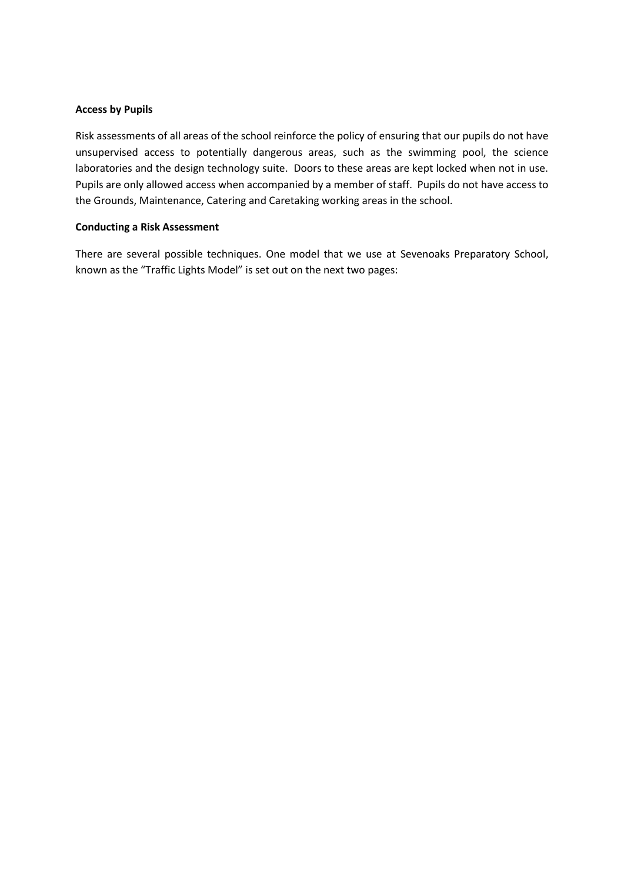**Access by Pupils**

Risk assessments of all areas of the school reinforce the policy of ensuring that our pupils do not have unsupervised access to potentially dangerous areas, such as the swimming pool, the science laboratories and the design technology suite. Doors to these areas are kept locked when not in use. Pupils are only allowed access when accompanied by a member of staff. Pupils do not have access to the Grounds, Maintenance, Catering and Caretaking working areas in the school.

**Conducting a Risk Assessment**

There are several possible techniques. One model that we use at Sevenoaks Preparatory School, known as the "Traffic Lights Model" is set out on the next two pages: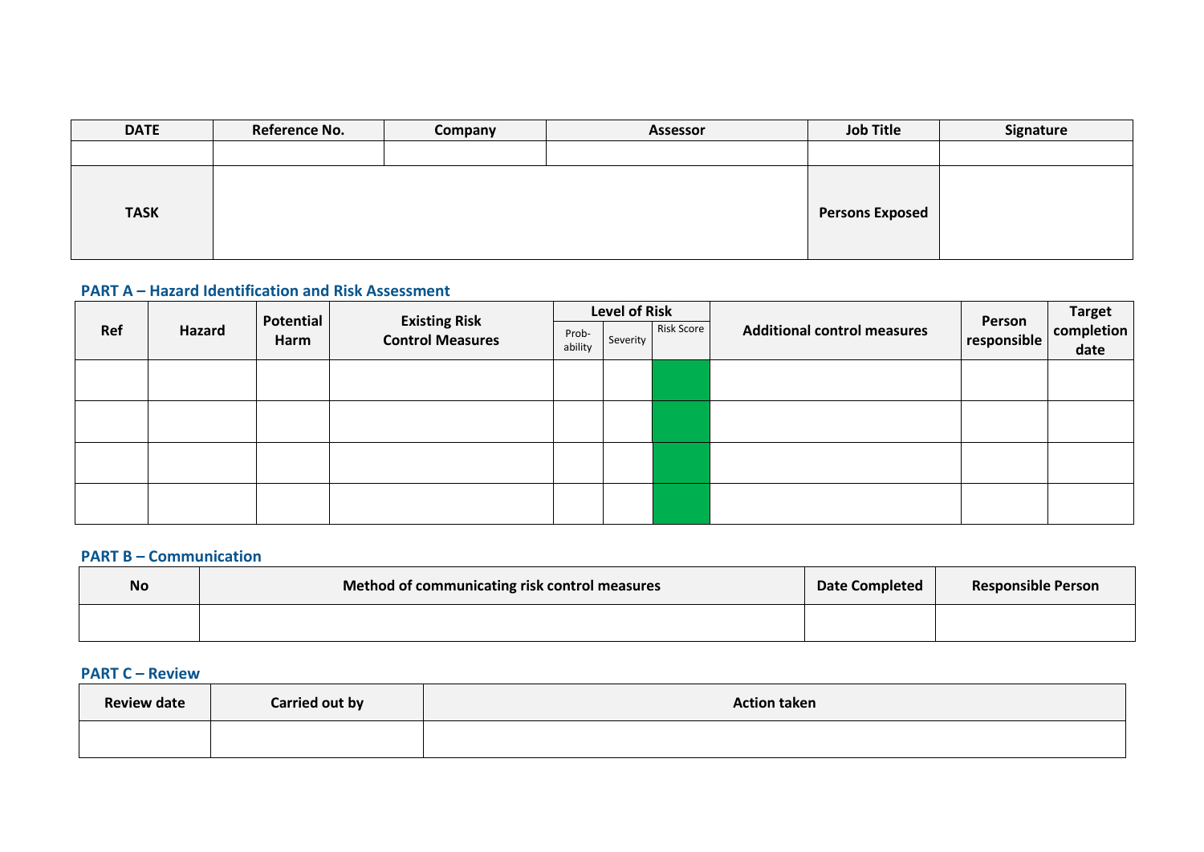| DATE | Reference No. | Company | Assessor | Job Title | Signature |
|---|---|---|---|---|---|
| | | | | | |
| **TASK** | | | | **Persons Exposed** | |

## PART A – Hazard Identification and Risk Assessment

| Ref | Hazard | Potential Harm | Existing Risk Control Measures | Level of Risk | | | Additional control measures | Person responsible | Target completion date |
|---|---|---|---|---|---|---|---|---|---|
| | | | | Prob-ability | Severity | Risk Score | | | |
| | | | | | | | | | |
| | | | | | | | | | |
| | | | | | | | | | |
| | | | | | | | | | |

## PART B – Communication

| No | Method of communicating risk control measures | Date Completed | Responsible Person |
|---|---|---|---|
| | | | |

## PART C – Review

| Review date | Carried out by | Action taken |
|---|---|---|
| | | |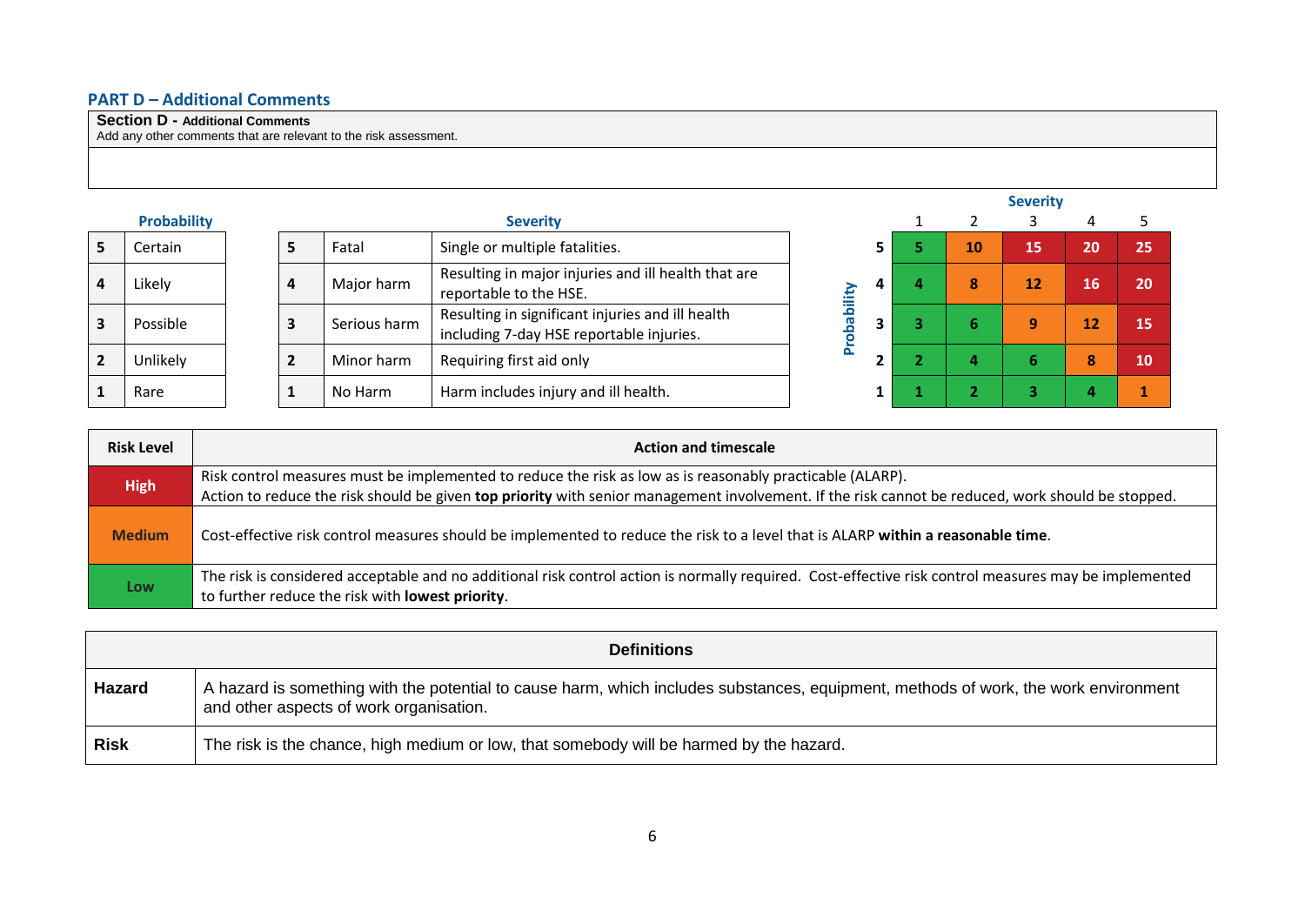## PART D – Additional Comments

| **Section D - Additional Comments** Add any other comments that are relevant to the risk assessment. |
|---|
| |

**Probability**

| | |
|---|---|
| **5** | Certain |
| **4** | Likely |
| **3** | Possible |
| **2** | Unlikely |
| **1** | Rare |

**Severity**

| | | |
|---|---|---|
| **5** | Fatal | Single or multiple fatalities. |
| **4** | Major harm | Resulting in major injuries and ill health that are reportable to the HSE. |
| **3** | Serious harm | Resulting in significant injuries and ill health including 7-day HSE reportable injuries. |
| **2** | Minor harm | Requiring first aid only |
| **1** | No Harm | Harm includes injury and ill health. |

| Probability \ Severity | 1 | 2 | 3 | 4 | 5 |
|---|---|---|---|---|---|
| **5** | 5 | 10 | 15 | 20 | 25 |
| **4** | 4 | 8 | 12 | 16 | 20 |
| **3** | 3 | 6 | 9 | 12 | 15 |
| **2** | 2 | 4 | 6 | 8 | 10 |
| **1** | 1 | 2 | 3 | 4 | 1 |

| Risk Level | Action and timescale |
|---|---|
| **High** | Risk control measures must be implemented to reduce the risk as low as is reasonably practicable (ALARP). Action to reduce the risk should be given **top priority** with senior management involvement. If the risk cannot be reduced, work should be stopped. |
| **Medium** | Cost-effective risk control measures should be implemented to reduce the risk to a level that is ALARP **within a reasonable time**. |
| **Low** | The risk is considered acceptable and no additional risk control action is normally required. Cost-effective risk control measures may be implemented to further reduce the risk with **lowest priority**. |

| **Definitions** | |
|---|---|
| **Hazard** | A hazard is something with the potential to cause harm, which includes substances, equipment, methods of work, the work environment and other aspects of work organisation. |
| **Risk** | The risk is the chance, high medium or low, that somebody will be harmed by the hazard. |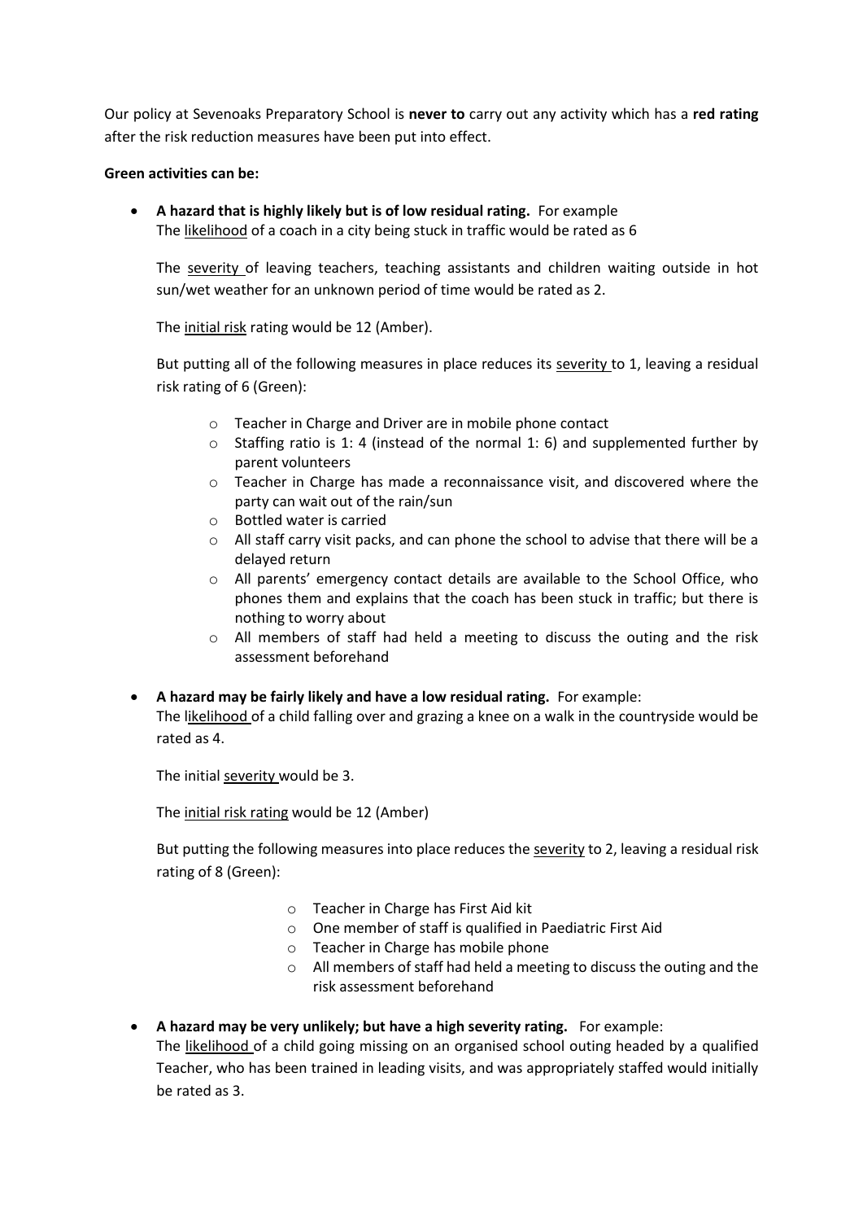Our policy at Sevenoaks Preparatory School is **never to** carry out any activity which has a **red rating** after the risk reduction measures have been put into effect.

**Green activities can be:**

- **A hazard that is highly likely but is of low residual rating.** For example
  The likelihood of a coach in a city being stuck in traffic would be rated as 6

  The severity of leaving teachers, teaching assistants and children waiting outside in hot sun/wet weather for an unknown period of time would be rated as 2.

  The initial risk rating would be 12 (Amber).

  But putting all of the following measures in place reduces its severity to 1, leaving a residual risk rating of 6 (Green):

  - Teacher in Charge and Driver are in mobile phone contact
  - Staffing ratio is 1: 4 (instead of the normal 1: 6) and supplemented further by parent volunteers
  - Teacher in Charge has made a reconnaissance visit, and discovered where the party can wait out of the rain/sun
  - Bottled water is carried
  - All staff carry visit packs, and can phone the school to advise that there will be a delayed return
  - All parents' emergency contact details are available to the School Office, who phones them and explains that the coach has been stuck in traffic; but there is nothing to worry about
  - All members of staff had held a meeting to discuss the outing and the risk assessment beforehand

- **A hazard may be fairly likely and have a low residual rating.** For example:
  The likelihood of a child falling over and grazing a knee on a walk in the countryside would be rated as 4.

  The initial severity would be 3.

  The initial risk rating would be 12 (Amber)

  But putting the following measures into place reduces the severity to 2, leaving a residual risk rating of 8 (Green):

  - Teacher in Charge has First Aid kit
  - One member of staff is qualified in Paediatric First Aid
  - Teacher in Charge has mobile phone
  - All members of staff had held a meeting to discuss the outing and the risk assessment beforehand

- **A hazard may be very unlikely; but have a high severity rating.** For example:
  The likelihood of a child going missing on an organised school outing headed by a qualified Teacher, who has been trained in leading visits, and was appropriately staffed would initially be rated as 3.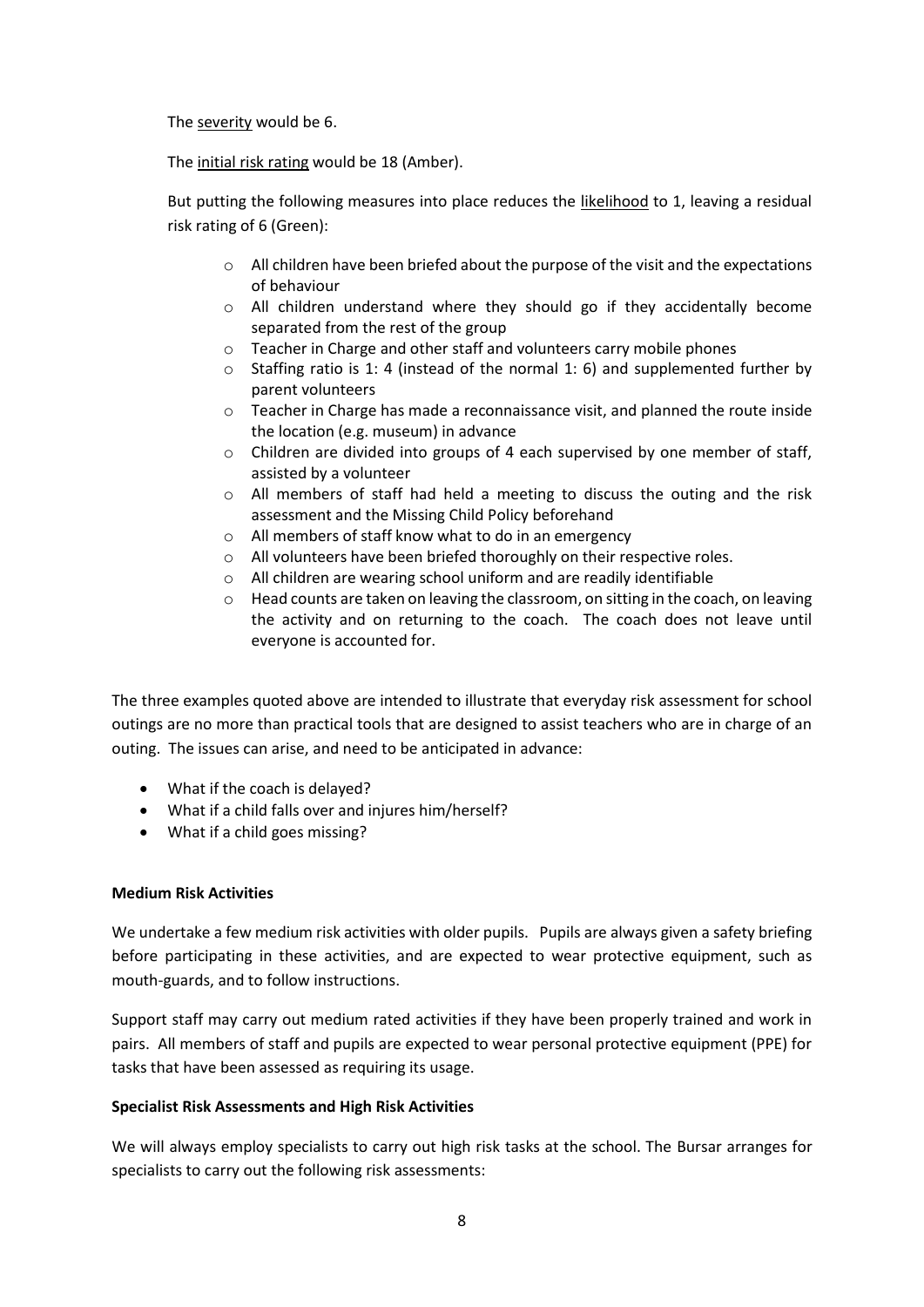The <u>severity</u> would be 6.

The <u>initial risk rating</u> would be 18 (Amber).

But putting the following measures into place reduces the <u>likelihood</u> to 1, leaving a residual risk rating of 6 (Green):

- All children have been briefed about the purpose of the visit and the expectations of behaviour
- All children understand where they should go if they accidentally become separated from the rest of the group
- Teacher in Charge and other staff and volunteers carry mobile phones
- Staffing ratio is 1: 4 (instead of the normal 1: 6) and supplemented further by parent volunteers
- Teacher in Charge has made a reconnaissance visit, and planned the route inside the location (e.g. museum) in advance
- Children are divided into groups of 4 each supervised by one member of staff, assisted by a volunteer
- All members of staff had held a meeting to discuss the outing and the risk assessment and the Missing Child Policy beforehand
- All members of staff know what to do in an emergency
- All volunteers have been briefed thoroughly on their respective roles.
- All children are wearing school uniform and are readily identifiable
- Head counts are taken on leaving the classroom, on sitting in the coach, on leaving the activity and on returning to the coach. The coach does not leave until everyone is accounted for.

The three examples quoted above are intended to illustrate that everyday risk assessment for school outings are no more than practical tools that are designed to assist teachers who are in charge of an outing. The issues can arise, and need to be anticipated in advance:

- What if the coach is delayed?
- What if a child falls over and injures him/herself?
- What if a child goes missing?

**Medium Risk Activities**

We undertake a few medium risk activities with older pupils. Pupils are always given a safety briefing before participating in these activities, and are expected to wear protective equipment, such as mouth-guards, and to follow instructions.

Support staff may carry out medium rated activities if they have been properly trained and work in pairs. All members of staff and pupils are expected to wear personal protective equipment (PPE) for tasks that have been assessed as requiring its usage.

**Specialist Risk Assessments and High Risk Activities**

We will always employ specialists to carry out high risk tasks at the school. The Bursar arranges for specialists to carry out the following risk assessments: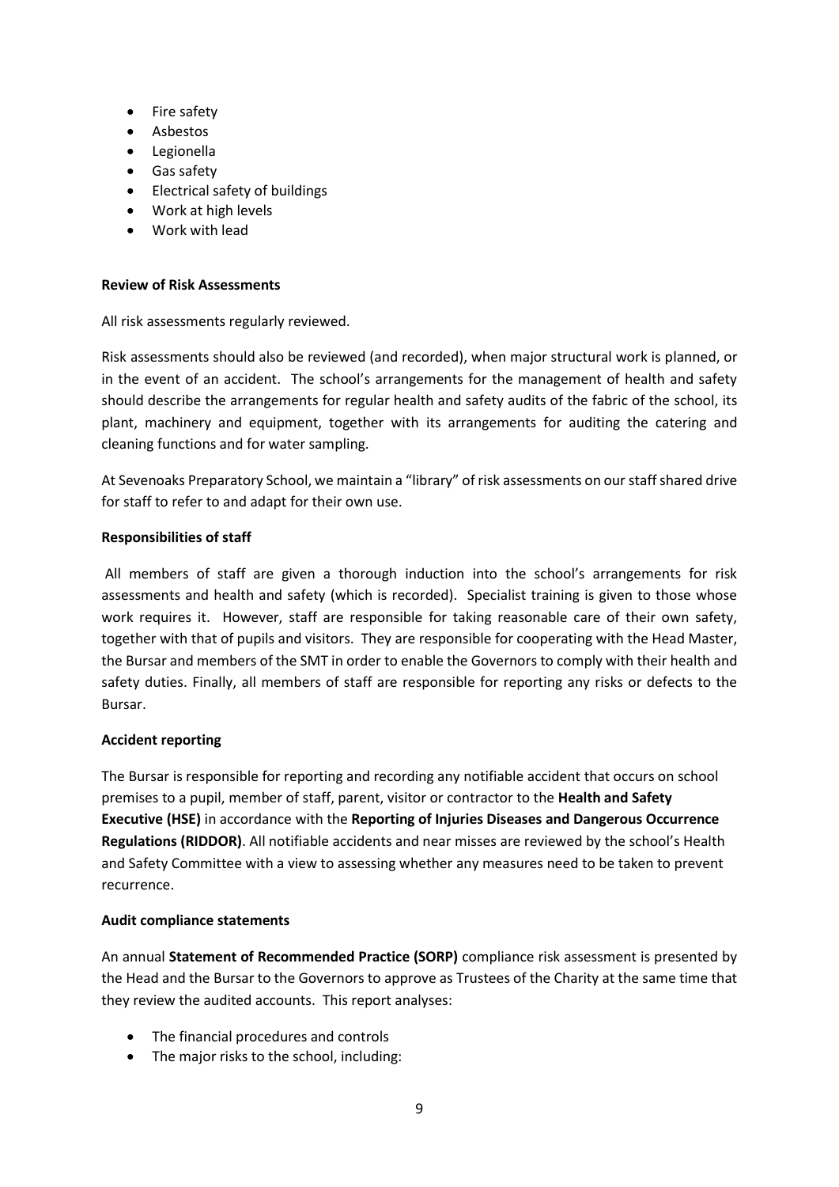- Fire safety
- Asbestos
- Legionella
- Gas safety
- Electrical safety of buildings
- Work at high levels
- Work with lead

**Review of Risk Assessments**

All risk assessments regularly reviewed.

Risk assessments should also be reviewed (and recorded), when major structural work is planned, or in the event of an accident. The school's arrangements for the management of health and safety should describe the arrangements for regular health and safety audits of the fabric of the school, its plant, machinery and equipment, together with its arrangements for auditing the catering and cleaning functions and for water sampling.

At Sevenoaks Preparatory School, we maintain a "library" of risk assessments on our staff shared drive for staff to refer to and adapt for their own use.

**Responsibilities of staff**

All members of staff are given a thorough induction into the school's arrangements for risk assessments and health and safety (which is recorded). Specialist training is given to those whose work requires it. However, staff are responsible for taking reasonable care of their own safety, together with that of pupils and visitors. They are responsible for cooperating with the Head Master, the Bursar and members of the SMT in order to enable the Governors to comply with their health and safety duties. Finally, all members of staff are responsible for reporting any risks or defects to the Bursar.

**Accident reporting**

The Bursar is responsible for reporting and recording any notifiable accident that occurs on school premises to a pupil, member of staff, parent, visitor or contractor to the **Health and Safety Executive (HSE)** in accordance with the **Reporting of Injuries Diseases and Dangerous Occurrence Regulations (RIDDOR)**. All notifiable accidents and near misses are reviewed by the school's Health and Safety Committee with a view to assessing whether any measures need to be taken to prevent recurrence.

**Audit compliance statements**

An annual **Statement of Recommended Practice (SORP)** compliance risk assessment is presented by the Head and the Bursar to the Governors to approve as Trustees of the Charity at the same time that they review the audited accounts. This report analyses:

- The financial procedures and controls
- The major risks to the school, including: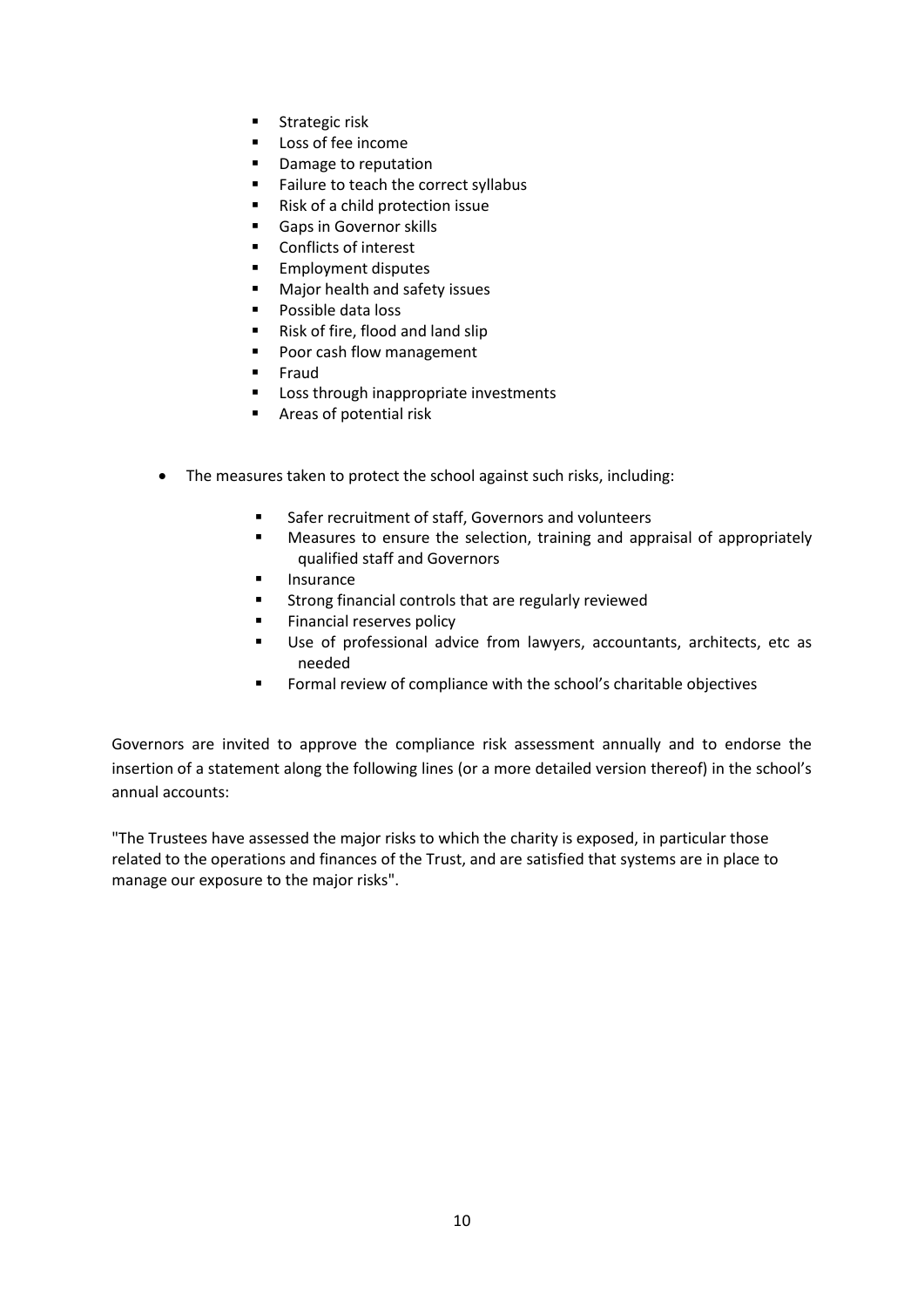- Strategic risk
- Loss of fee income
- Damage to reputation
- Failure to teach the correct syllabus
- Risk of a child protection issue
- Gaps in Governor skills
- Conflicts of interest
- Employment disputes
- Major health and safety issues
- Possible data loss
- Risk of fire, flood and land slip
- Poor cash flow management
- Fraud
- Loss through inappropriate investments
- Areas of potential risk

- The measures taken to protect the school against such risks, including:

    - Safer recruitment of staff, Governors and volunteers
    - Measures to ensure the selection, training and appraisal of appropriately qualified staff and Governors
    - Insurance
    - Strong financial controls that are regularly reviewed
    - Financial reserves policy
    - Use of professional advice from lawyers, accountants, architects, etc as needed
    - Formal review of compliance with the school's charitable objectives

Governors are invited to approve the compliance risk assessment annually and to endorse the insertion of a statement along the following lines (or a more detailed version thereof) in the school's annual accounts:

"The Trustees have assessed the major risks to which the charity is exposed, in particular those related to the operations and finances of the Trust, and are satisfied that systems are in place to manage our exposure to the major risks".